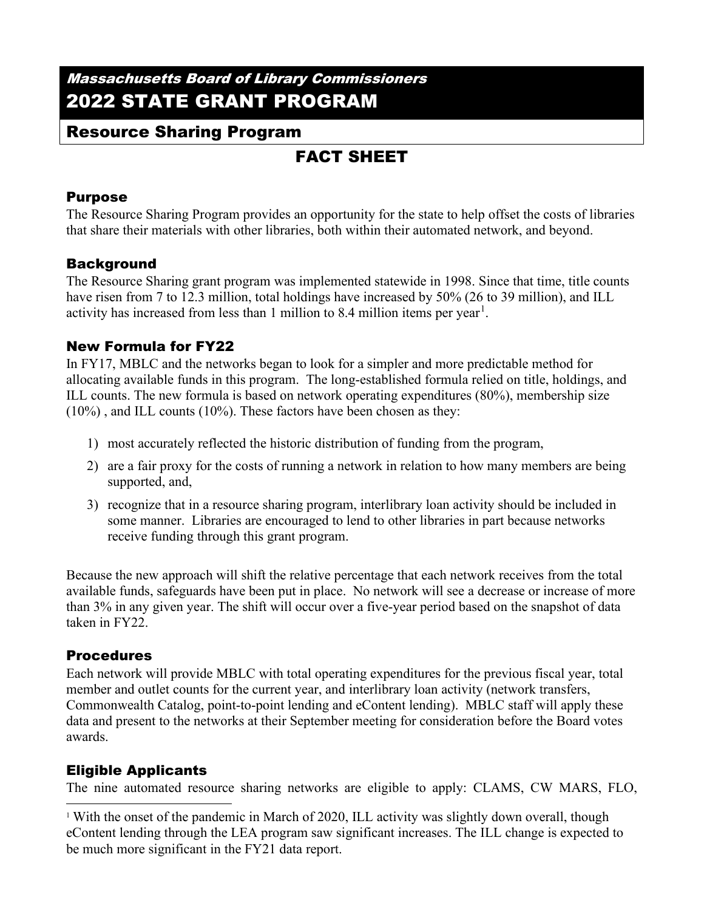***Massachusetts Board of Library Commissioners***

# 2022 STATE GRANT PROGRAM

## Resource Sharing Program

## FACT SHEET

### Purpose

The Resource Sharing Program provides an opportunity for the state to help offset the costs of libraries that share their materials with other libraries, both within their automated network, and beyond.

### Background

The Resource Sharing grant program was implemented statewide in 1998. Since that time, title counts have risen from 7 to 12.3 million, total holdings have increased by 50% (26 to 39 million), and ILL activity has increased from less than 1 million to 8.4 million items per year[1].

### New Formula for FY22

In FY17, MBLC and the networks began to look for a simpler and more predictable method for allocating available funds in this program. The long-established formula relied on title, holdings, and ILL counts. The new formula is based on network operating expenditures (80%), membership size (10%) , and ILL counts (10%). These factors have been chosen as they:

1) most accurately reflected the historic distribution of funding from the program,
2) are a fair proxy for the costs of running a network in relation to how many members are being supported, and,
3) recognize that in a resource sharing program, interlibrary loan activity should be included in some manner. Libraries are encouraged to lend to other libraries in part because networks receive funding through this grant program.

Because the new approach will shift the relative percentage that each network receives from the total available funds, safeguards have been put in place. No network will see a decrease or increase of more than 3% in any given year. The shift will occur over a five-year period based on the snapshot of data taken in FY22.

### Procedures

Each network will provide MBLC with total operating expenditures for the previous fiscal year, total member and outlet counts for the current year, and interlibrary loan activity (network transfers, Commonwealth Catalog, point-to-point lending and eContent lending). MBLC staff will apply these data and present to the networks at their September meeting for consideration before the Board votes awards.

### Eligible Applicants

The nine automated resource sharing networks are eligible to apply: CLAMS, CW MARS, FLO,

[1] With the onset of the pandemic in March of 2020, ILL activity was slightly down overall, though eContent lending through the LEA program saw significant increases. The ILL change is expected to be much more significant in the FY21 data report.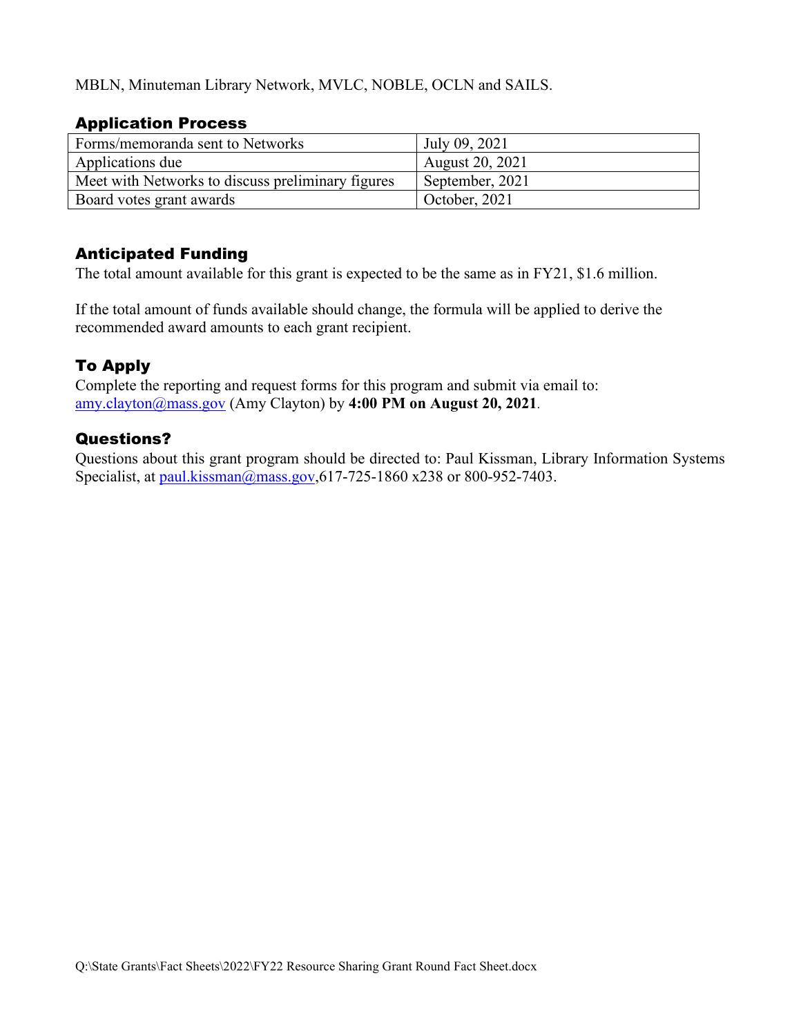MBLN, Minuteman Library Network, MVLC, NOBLE, OCLN and SAILS.

## Application Process

| | |
|---|---|
| Forms/memoranda sent to Networks | July 09, 2021 |
| Applications due | August 20, 2021 |
| Meet with Networks to discuss preliminary figures | September, 2021 |
| Board votes grant awards | October, 2021 |

## Anticipated Funding

The total amount available for this grant is expected to be the same as in FY21, $1.6 million.

If the total amount of funds available should change, the formula will be applied to derive the recommended award amounts to each grant recipient.

## To Apply

Complete the reporting and request forms for this program and submit via email to: amy.clayton@mass.gov (Amy Clayton) by **4:00 PM on August 20, 2021**.

## Questions?

Questions about this grant program should be directed to: Paul Kissman, Library Information Systems Specialist, at paul.kissman@mass.gov,617-725-1860 x238 or 800-952-7403.